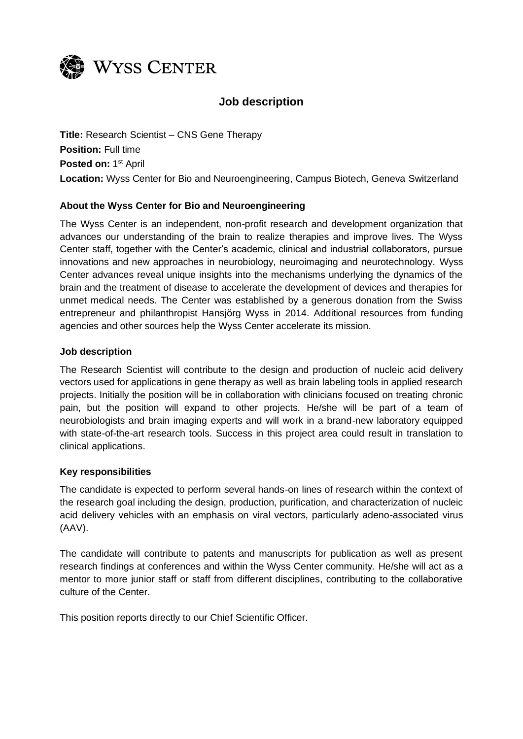WYSS CENTER

# Job description

**Title:** Research Scientist – CNS Gene Therapy

**Position:** Full time

**Posted on:** 1st April

**Location:** Wyss Center for Bio and Neuroengineering, Campus Biotech, Geneva Switzerland

## About the Wyss Center for Bio and Neuroengineering

The Wyss Center is an independent, non-profit research and development organization that advances our understanding of the brain to realize therapies and improve lives. The Wyss Center staff, together with the Center's academic, clinical and industrial collaborators, pursue innovations and new approaches in neurobiology, neuroimaging and neurotechnology. Wyss Center advances reveal unique insights into the mechanisms underlying the dynamics of the brain and the treatment of disease to accelerate the development of devices and therapies for unmet medical needs. The Center was established by a generous donation from the Swiss entrepreneur and philanthropist Hansjörg Wyss in 2014. Additional resources from funding agencies and other sources help the Wyss Center accelerate its mission.

## Job description

The Research Scientist will contribute to the design and production of nucleic acid delivery vectors used for applications in gene therapy as well as brain labeling tools in applied research projects. Initially the position will be in collaboration with clinicians focused on treating chronic pain, but the position will expand to other projects. He/she will be part of a team of neurobiologists and brain imaging experts and will work in a brand-new laboratory equipped with state-of-the-art research tools. Success in this project area could result in translation to clinical applications.

## Key responsibilities

The candidate is expected to perform several hands-on lines of research within the context of the research goal including the design, production, purification, and characterization of nucleic acid delivery vehicles with an emphasis on viral vectors, particularly adeno-associated virus (AAV).

The candidate will contribute to patents and manuscripts for publication as well as present research findings at conferences and within the Wyss Center community. He/she will act as a mentor to more junior staff or staff from different disciplines, contributing to the collaborative culture of the Center.

This position reports directly to our Chief Scientific Officer.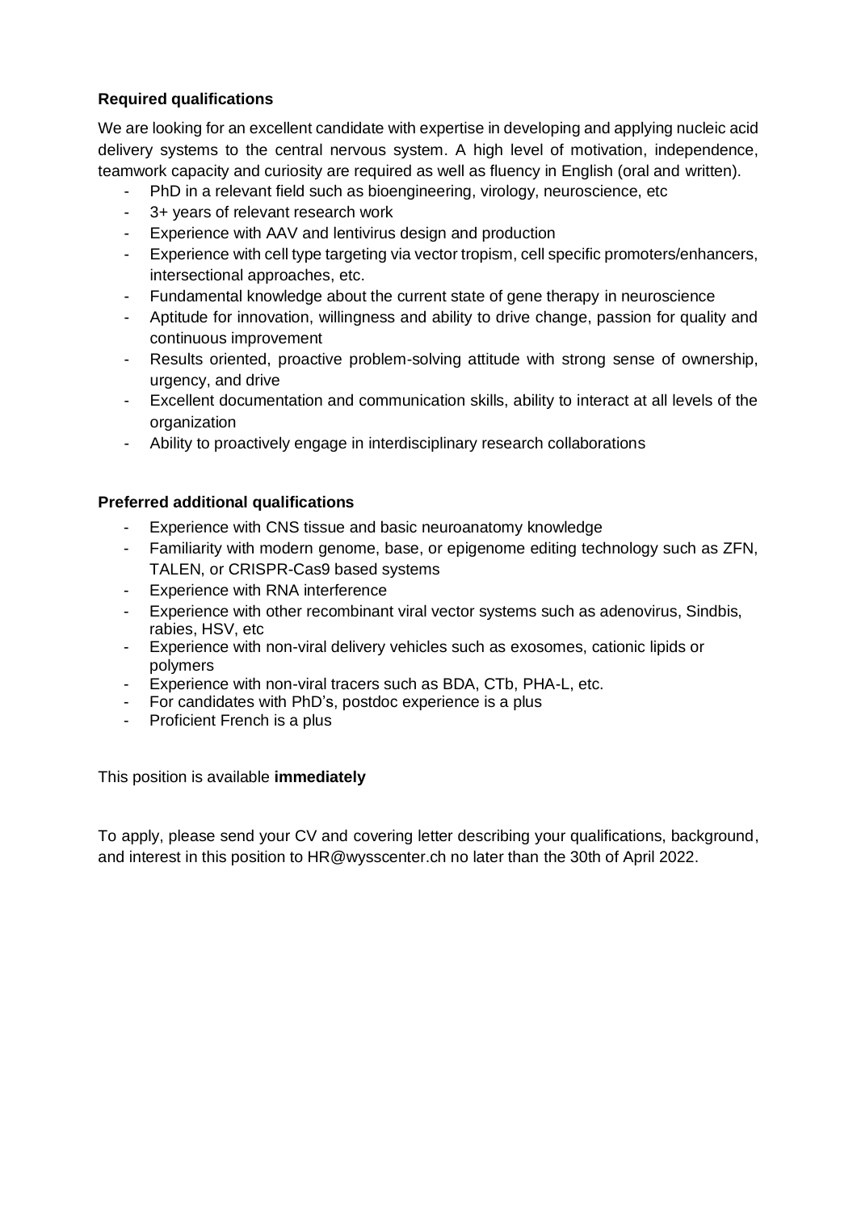**Required qualifications**

We are looking for an excellent candidate with expertise in developing and applying nucleic acid delivery systems to the central nervous system. A high level of motivation, independence, teamwork capacity and curiosity are required as well as fluency in English (oral and written).

- PhD in a relevant field such as bioengineering, virology, neuroscience, etc
- 3+ years of relevant research work
- Experience with AAV and lentivirus design and production
- Experience with cell type targeting via vector tropism, cell specific promoters/enhancers, intersectional approaches, etc.
- Fundamental knowledge about the current state of gene therapy in neuroscience
- Aptitude for innovation, willingness and ability to drive change, passion for quality and continuous improvement
- Results oriented, proactive problem-solving attitude with strong sense of ownership, urgency, and drive
- Excellent documentation and communication skills, ability to interact at all levels of the organization
- Ability to proactively engage in interdisciplinary research collaborations

**Preferred additional qualifications**

- Experience with CNS tissue and basic neuroanatomy knowledge
- Familiarity with modern genome, base, or epigenome editing technology such as ZFN, TALEN, or CRISPR-Cas9 based systems
- Experience with RNA interference
- Experience with other recombinant viral vector systems such as adenovirus, Sindbis, rabies, HSV, etc
- Experience with non-viral delivery vehicles such as exosomes, cationic lipids or polymers
- Experience with non-viral tracers such as BDA, CTb, PHA-L, etc.
- For candidates with PhD's, postdoc experience is a plus
- Proficient French is a plus

This position is available **immediately**

To apply, please send your CV and covering letter describing your qualifications, background, and interest in this position to HR@wysscenter.ch no later than the 30th of April 2022.